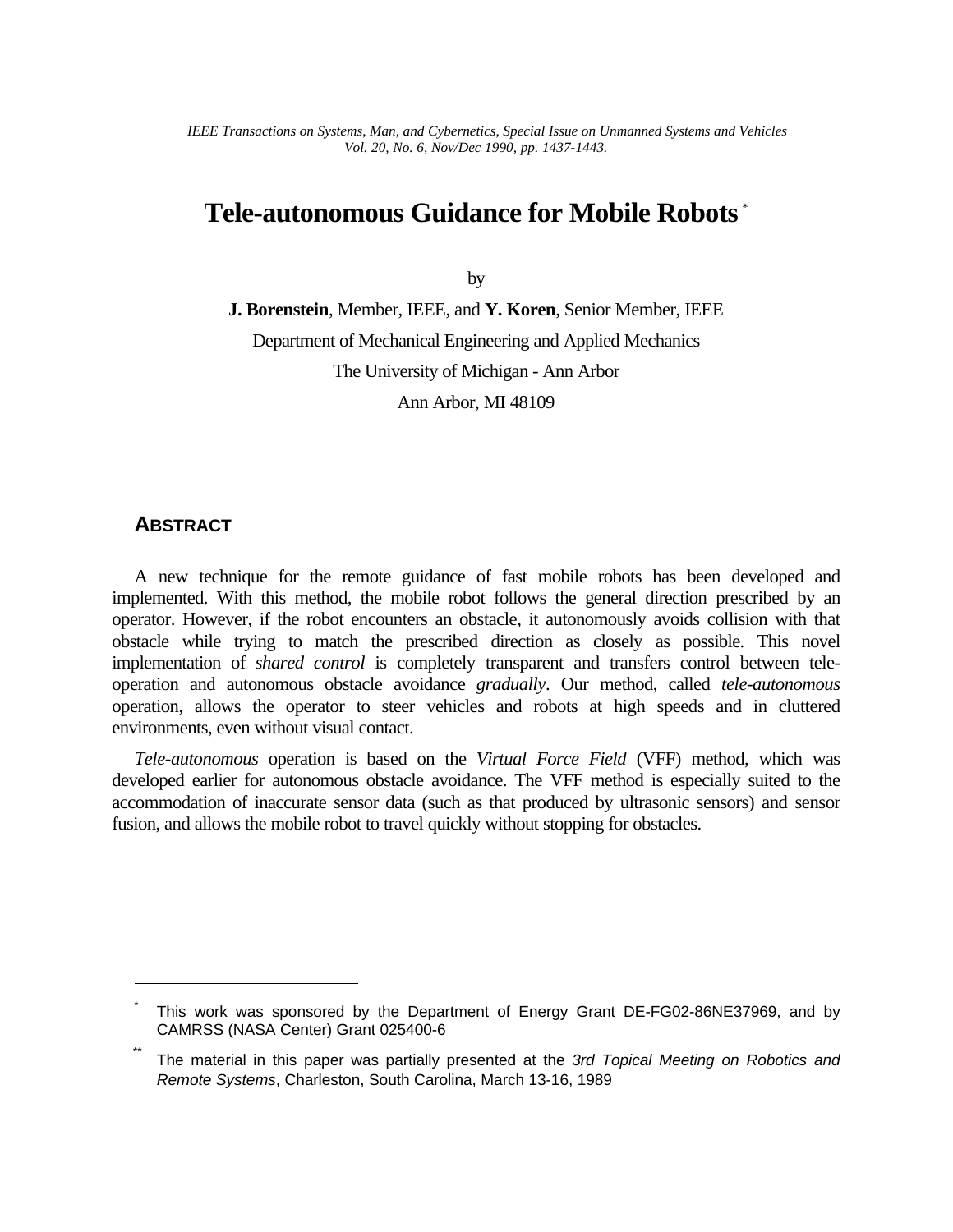*IEEE Transactions on Systems, Man, and Cybernetics, Special Issue on Unmanned Systems and Vehicles*
*Vol. 20, No. 6, Nov/Dec 1990, pp. 1437-1443.*

# Tele-autonomous Guidance for Mobile Robots [*]

by

**J. Borenstein**, Member, IEEE, and **Y. Koren**, Senior Member, IEEE

Department of Mechanical Engineering and Applied Mechanics

The University of Michigan - Ann Arbor

Ann Arbor, MI 48109

## ABSTRACT

A new technique for the remote guidance of fast mobile robots has been developed and implemented. With this method, the mobile robot follows the general direction prescribed by an operator. However, if the robot encounters an obstacle, it autonomously avoids collision with that obstacle while trying to match the prescribed direction as closely as possible. This novel implementation of *shared control* is completely transparent and transfers control between tele-operation and autonomous obstacle avoidance *gradually*. Our method, called *tele-autonomous* operation, allows the operator to steer vehicles and robots at high speeds and in cluttered environments, even without visual contact.

*Tele-autonomous* operation is based on the *Virtual Force Field* (VFF) method, which was developed earlier for autonomous obstacle avoidance. The VFF method is especially suited to the accommodation of inaccurate sensor data (such as that produced by ultrasonic sensors) and sensor fusion, and allows the mobile robot to travel quickly without stopping for obstacles.

---

[*] This work was sponsored by the Department of Energy Grant DE-FG02-86NE37969, and by CAMRSS (NASA Center) Grant 025400-6

[**] The material in this paper was partially presented at the *3rd Topical Meeting on Robotics and Remote Systems*, Charleston, South Carolina, March 13-16, 1989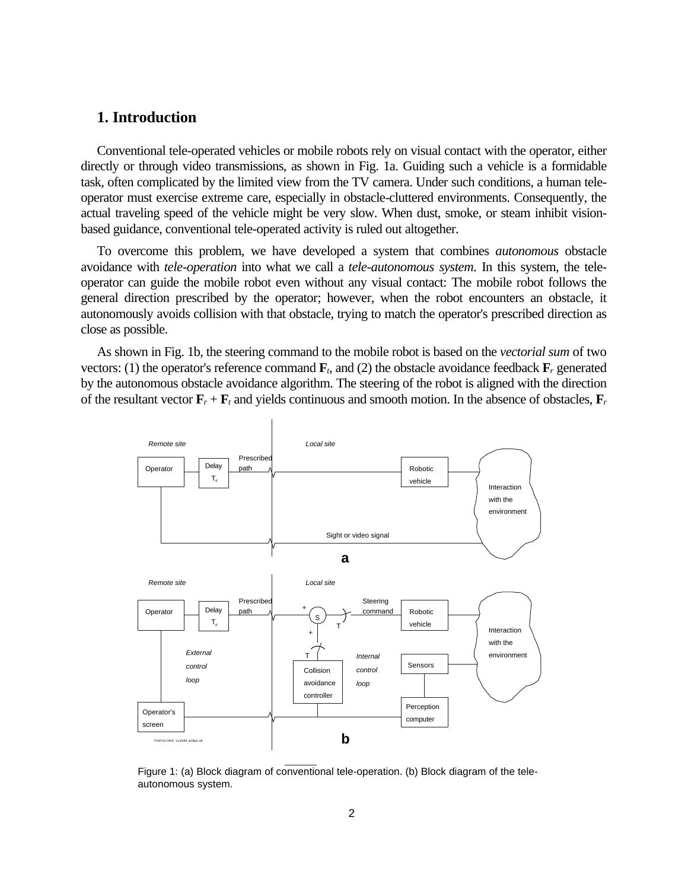## 1. Introduction

Conventional tele-operated vehicles or mobile robots rely on visual contact with the operator, either directly or through video transmissions, as shown in Fig. 1a. Guiding such a vehicle is a formidable task, often complicated by the limited view from the TV camera. Under such conditions, a human tele-operator must exercise extreme care, especially in obstacle-cluttered environments. Consequently, the actual traveling speed of the vehicle might be very slow. When dust, smoke, or steam inhibit vision-based guidance, conventional tele-operated activity is ruled out altogether.

To overcome this problem, we have developed a system that combines *autonomous* obstacle avoidance with *tele-operation* into what we call a *tele-autonomous system*. In this system, the tele-operator can guide the mobile robot even without any visual contact: The mobile robot follows the general direction prescribed by the operator; however, when the robot encounters an obstacle, it autonomously avoids collision with that obstacle, trying to match the operator's prescribed direction as close as possible.

As shown in Fig. 1b, the steering command to the mobile robot is based on the *vectorial sum* of two vectors: (1) the operator's reference command $\mathbf{F}_t$, and (2) the obstacle avoidance feedback $\mathbf{F}_r$ generated by the autonomous obstacle avoidance algorithm. The steering of the robot is aligned with the direction of the resultant vector $\mathbf{F}_r + \mathbf{F}_t$ and yields continuous and smooth motion. In the absence of obstacles, $\mathbf{F}_r$

Figure 1: (a) Block diagram of conventional tele-operation. (b) Block diagram of the tele-autonomous system.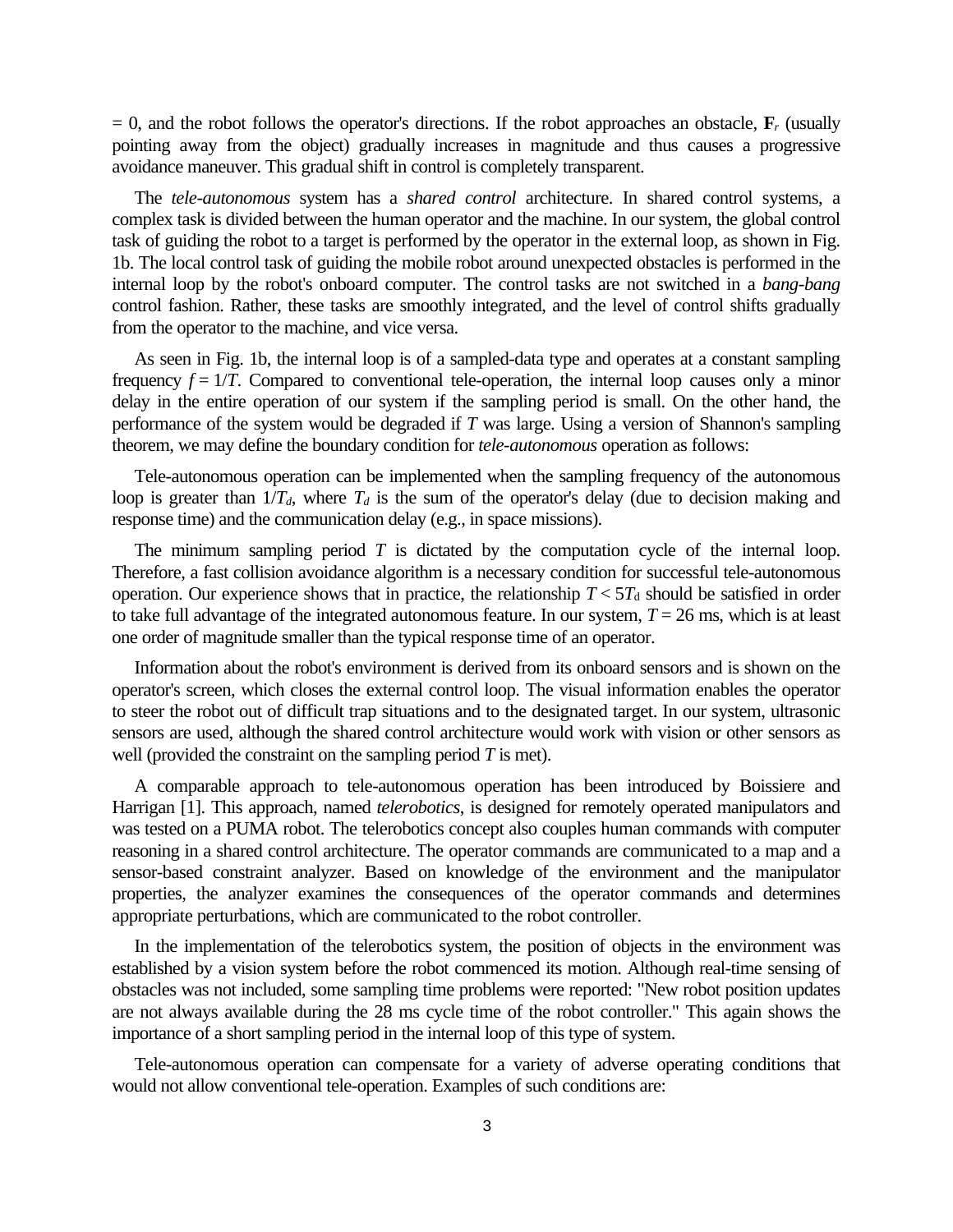= 0, and the robot follows the operator's directions. If the robot approaches an obstacle, $\mathbf{F}_r$ (usually pointing away from the object) gradually increases in magnitude and thus causes a progressive avoidance maneuver. This gradual shift in control is completely transparent.

The *tele-autonomous* system has a *shared control* architecture. In shared control systems, a complex task is divided between the human operator and the machine. In our system, the global control task of guiding the robot to a target is performed by the operator in the external loop, as shown in Fig. 1b. The local control task of guiding the mobile robot around unexpected obstacles is performed in the internal loop by the robot's onboard computer. The control tasks are not switched in a *bang-bang* control fashion. Rather, these tasks are smoothly integrated, and the level of control shifts gradually from the operator to the machine, and vice versa.

As seen in Fig. 1b, the internal loop is of a sampled-data type and operates at a constant sampling frequency $f = 1/T$. Compared to conventional tele-operation, the internal loop causes only a minor delay in the entire operation of our system if the sampling period is small. On the other hand, the performance of the system would be degraded if $T$ was large. Using a version of Shannon's sampling theorem, we may define the boundary condition for *tele-autonomous* operation as follows:

Tele-autonomous operation can be implemented when the sampling frequency of the autonomous loop is greater than $1/T_d$, where $T_d$ is the sum of the operator's delay (due to decision making and response time) and the communication delay (e.g., in space missions).

The minimum sampling period $T$ is dictated by the computation cycle of the internal loop. Therefore, a fast collision avoidance algorithm is a necessary condition for successful tele-autonomous operation. Our experience shows that in practice, the relationship $T < 5T_d$ should be satisfied in order to take full advantage of the integrated autonomous feature. In our system, $T = 26$ ms, which is at least one order of magnitude smaller than the typical response time of an operator.

Information about the robot's environment is derived from its onboard sensors and is shown on the operator's screen, which closes the external control loop. The visual information enables the operator to steer the robot out of difficult trap situations and to the designated target. In our system, ultrasonic sensors are used, although the shared control architecture would work with vision or other sensors as well (provided the constraint on the sampling period $T$ is met).

A comparable approach to tele-autonomous operation has been introduced by Boissiere and Harrigan [1]. This approach, named *telerobotics*, is designed for remotely operated manipulators and was tested on a PUMA robot. The telerobotics concept also couples human commands with computer reasoning in a shared control architecture. The operator commands are communicated to a map and a sensor-based constraint analyzer. Based on knowledge of the environment and the manipulator properties, the analyzer examines the consequences of the operator commands and determines appropriate perturbations, which are communicated to the robot controller.

In the implementation of the telerobotics system, the position of objects in the environment was established by a vision system before the robot commenced its motion. Although real-time sensing of obstacles was not included, some sampling time problems were reported: "New robot position updates are not always available during the 28 ms cycle time of the robot controller." This again shows the importance of a short sampling period in the internal loop of this type of system.

Tele-autonomous operation can compensate for a variety of adverse operating conditions that would not allow conventional tele-operation. Examples of such conditions are: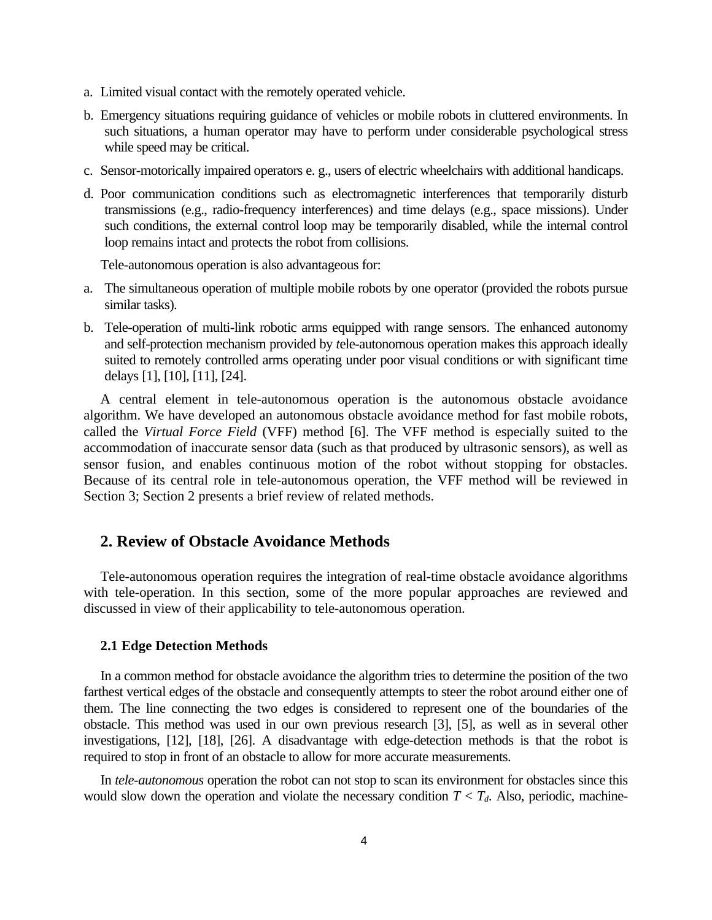a. Limited visual contact with the remotely operated vehicle.

b. Emergency situations requiring guidance of vehicles or mobile robots in cluttered environments. In such situations, a human operator may have to perform under considerable psychological stress while speed may be critical.

c. Sensor-motorically impaired operators e. g., users of electric wheelchairs with additional handicaps.

d. Poor communication conditions such as electromagnetic interferences that temporarily disturb transmissions (e.g., radio-frequency interferences) and time delays (e.g., space missions). Under such conditions, the external control loop may be temporarily disabled, while the internal control loop remains intact and protects the robot from collisions.

Tele-autonomous operation is also advantageous for:

a. The simultaneous operation of multiple mobile robots by one operator (provided the robots pursue similar tasks).

b. Tele-operation of multi-link robotic arms equipped with range sensors. The enhanced autonomy and self-protection mechanism provided by *t*ele-autonomous operation makes this approach ideally suited to remotely controlled arms operating under poor visual conditions or with significant time delays [1], [10], [11], [24].

A central element in tele-autonomous operation is the autonomous obstacle avoidance algorithm. We have developed an autonomous obstacle avoidance method for fast mobile robots, called the *Virtual Force Field* (VFF) method [6]. The VFF method is especially suited to the accommodation of inaccurate sensor data (such as that produced by ultrasonic sensors), as well as sensor fusion, and enables continuous motion of the robot without stopping for obstacles. Because of its central role in tele-autonomous operation, the VFF method will be reviewed in Section 3; Section 2 presents a brief review of related methods.

## 2. Review of Obstacle Avoidance Methods

Tele-autonomous operation requires the integration of real-time obstacle avoidance algorithms with tele-operation. In this section, some of the more popular approaches are reviewed and discussed in view of their applicability to tele-autonomous operation.

### 2.1 Edge Detection Methods

In a common method for obstacle avoidance the algorithm tries to determine the position of the two farthest vertical edges of the obstacle and consequently attempts to steer the robot around either one of them. The line connecting the two edges is considered to represent one of the boundaries of the obstacle. This method was used in our own previous research [3], [5], as well as in several other investigations, [12], [18], [26]. A disadvantage with edge-detection methods is that the robot is required to stop in front of an obstacle to allow for more accurate measurements.

In *tele-autonomous* operation the robot can not stop to scan its environment for obstacles since this would slow down the operation and violate the necessary condition $T < T_d$. Also, periodic, machine-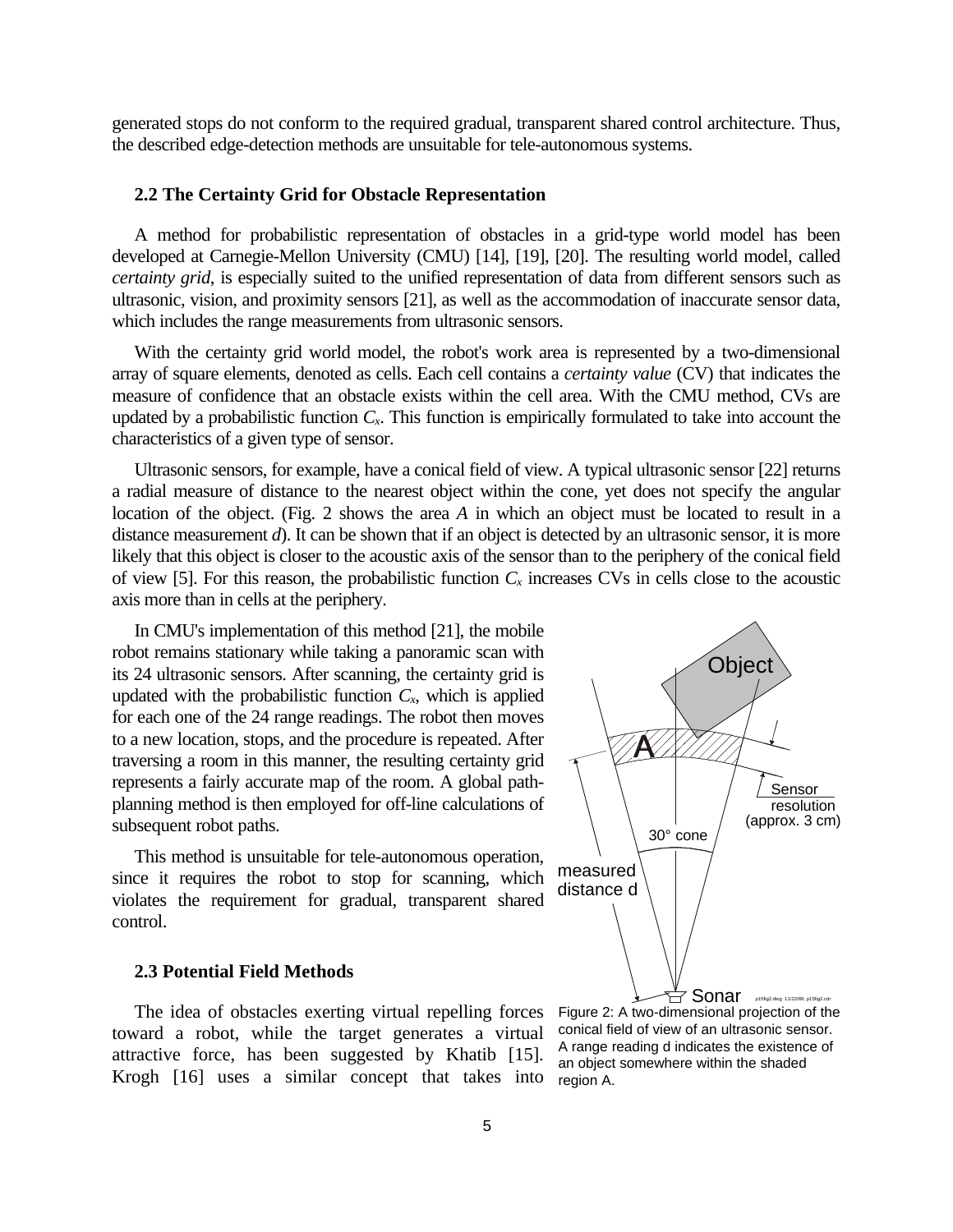generated stops do not conform to the required gradual, transparent shared control architecture. Thus, the described edge-detection methods are unsuitable for tele-autonomous systems.

### 2.2 The Certainty Grid for Obstacle Representation

A method for probabilistic representation of obstacles in a grid-type world model has been developed at Carnegie-Mellon University (CMU) [14], [19], [20]. The resulting world model, called *certainty grid*, is especially suited to the unified representation of data from different sensors such as ultrasonic, vision, and proximity sensors [21], as well as the accommodation of inaccurate sensor data, which includes the range measurements from ultrasonic sensors.

With the certainty grid world model, the robot's work area is represented by a two-dimensional array of square elements, denoted as cells. Each cell contains a *certainty value* (CV) that indicates the measure of confidence that an obstacle exists within the cell area. With the CMU method, CVs are updated by a probabilistic function $C_x$. This function is empirically formulated to take into account the characteristics of a given type of sensor.

Ultrasonic sensors, for example, have a conical field of view. A typical ultrasonic sensor [22] returns a radial measure of distance to the nearest object within the cone, yet does not specify the angular location of the object. (Fig. 2 shows the area *A* in which an object must be located to result in a distance measurement *d*). It can be shown that if an object is detected by an ultrasonic sensor, it is more likely that this object is closer to the acoustic axis of the sensor than to the periphery of the conical field of view [5]. For this reason, the probabilistic function $C_x$ increases CVs in cells close to the acoustic axis more than in cells at the periphery.

In CMU's implementation of this method [21], the mobile robot remains stationary while taking a panoramic scan with its 24 ultrasonic sensors. After scanning, the certainty grid is updated with the probabilistic function $C_x$, which is applied for each one of the 24 range readings. The robot then moves to a new location, stops, and the procedure is repeated. After traversing a room in this manner, the resulting certainty grid represents a fairly accurate map of the room. A global path-planning method is then employed for off-line calculations of subsequent robot paths.

This method is unsuitable for tele-autonomous operation, since it requires the robot to stop for scanning, which violates the requirement for gradual, transparent shared control.

Figure 2: A two-dimensional projection of the conical field of view of an ultrasonic sensor. A range reading d indicates the existence of an object somewhere within the shaded region A.

### 2.3 Potential Field Methods

The idea of obstacles exerting virtual repelling forces toward a robot, while the target generates a virtual attractive force, has been suggested by Khatib [15]. Krogh [16] uses a similar concept that takes into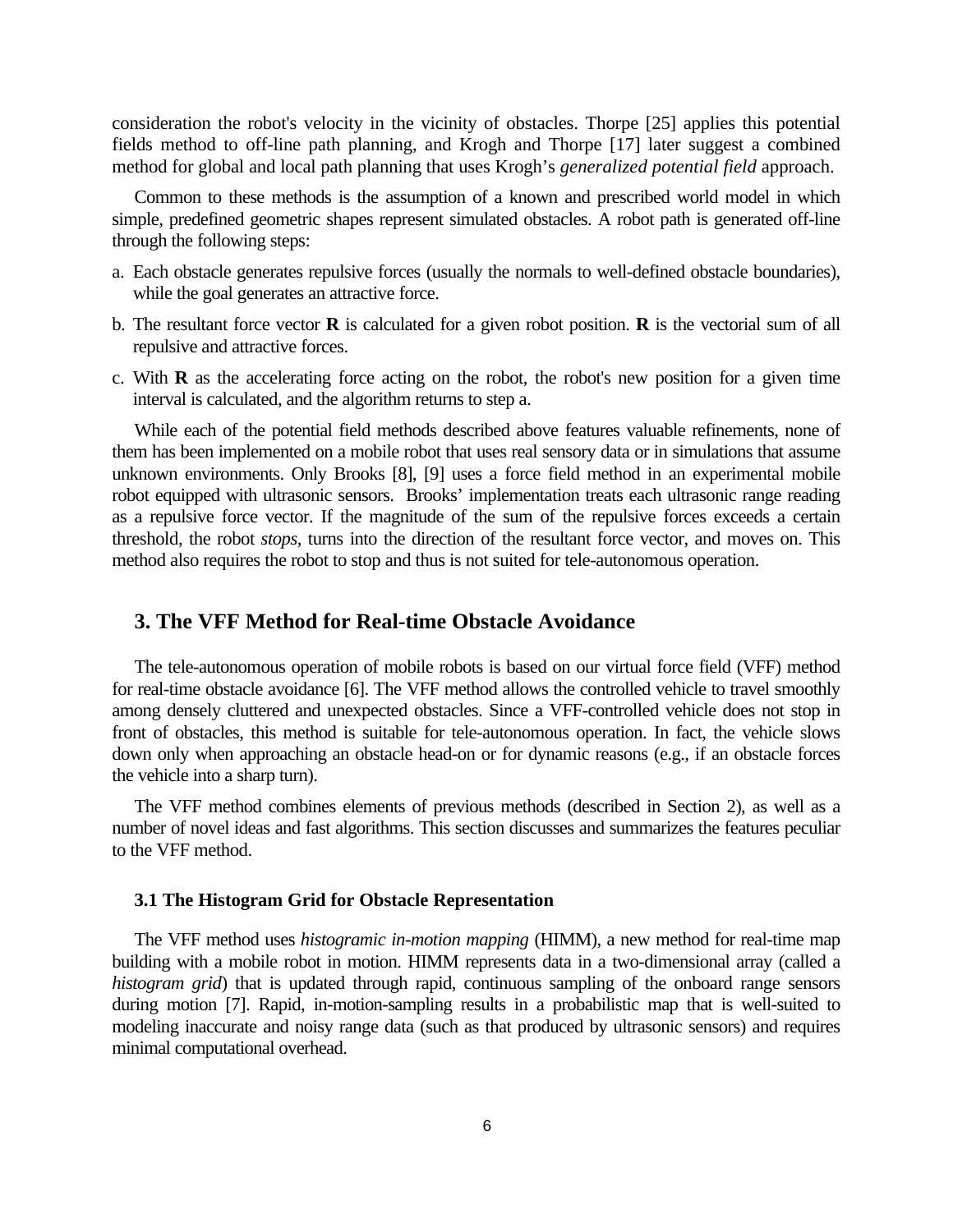consideration the robot's velocity in the vicinity of obstacles. Thorpe [25] applies this potential fields method to off-line path planning, and Krogh and Thorpe [17] later suggest a combined method for global and local path planning that uses Krogh's *generalized potential field* approach.

Common to these methods is the assumption of a known and prescribed world model in which simple, predefined geometric shapes represent simulated obstacles. A robot path is generated off-line through the following steps:

a. Each obstacle generates repulsive forces (usually the normals to well-defined obstacle boundaries), while the goal generates an attractive force.

b. The resultant force vector **R** is calculated for a given robot position. **R** is the vectorial sum of all repulsive and attractive forces.

c. With **R** as the accelerating force acting on the robot, the robot's new position for a given time interval is calculated, and the algorithm returns to step a.

While each of the potential field methods described above features valuable refinements, none of them has been implemented on a mobile robot that uses real sensory data or in simulations that assume unknown environments. Only Brooks [8], [9] uses a force field method in an experimental mobile robot equipped with ultrasonic sensors. Brooks' implementation treats each ultrasonic range reading as a repulsive force vector. If the magnitude of the sum of the repulsive forces exceeds a certain threshold, the robot *stops*, turns into the direction of the resultant force vector, and moves on. This method also requires the robot to stop and thus is not suited for tele-autonomous operation.

## 3. The VFF Method for Real-time Obstacle Avoidance

The tele-autonomous operation of mobile robots is based on our virtual force field (VFF) method for real-time obstacle avoidance [6]. The VFF method allows the controlled vehicle to travel smoothly among densely cluttered and unexpected obstacles. Since a VFF-controlled vehicle does not stop in front of obstacles, this method is suitable for tele-autonomous operation. In fact, the vehicle slows down only when approaching an obstacle head-on or for dynamic reasons (e.g., if an obstacle forces the vehicle into a sharp turn).

The VFF method combines elements of previous methods (described in Section 2), as well as a number of novel ideas and fast algorithms. This section discusses and summarizes the features peculiar to the VFF method.

### 3.1 The Histogram Grid for Obstacle Representation

The VFF method uses *histogramic in-motion mapping* (HIMM), a new method for real-time map building with a mobile robot in motion. HIMM represents data in a two-dimensional array (called a *histogram grid*) that is updated through rapid, continuous sampling of the onboard range sensors during motion [7]. Rapid, in-motion-sampling results in a probabilistic map that is well-suited to modeling inaccurate and noisy range data (such as that produced by ultrasonic sensors) and requires minimal computational overhead.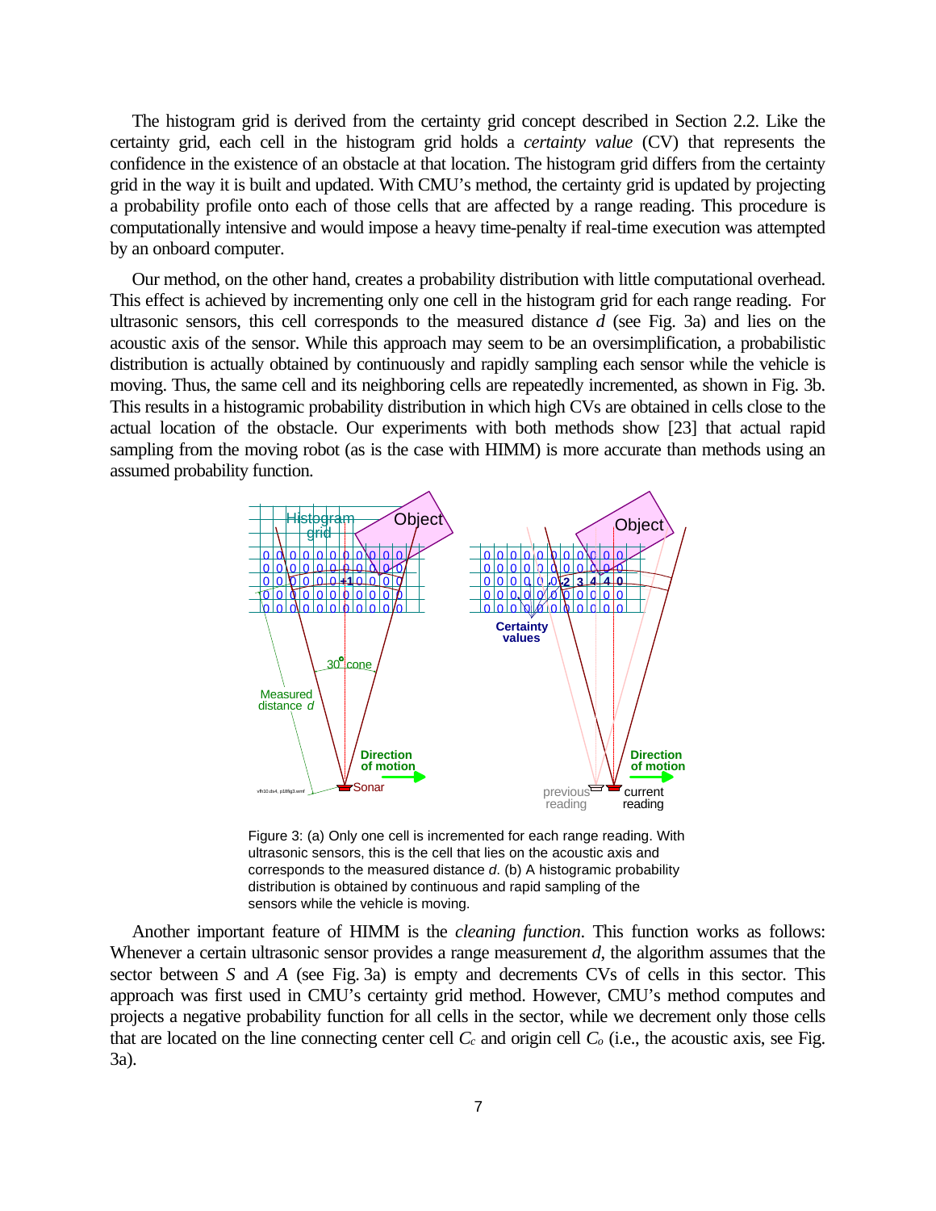The histogram grid is derived from the certainty grid concept described in Section 2.2. Like the certainty grid, each cell in the histogram grid holds a *certainty value* (CV) that represents the confidence in the existence of an obstacle at that location. The histogram grid differs from the certainty grid in the way it is built and updated. With CMU's method, the certainty grid is updated by projecting a probability profile onto each of those cells that are affected by a range reading. This procedure is computationally intensive and would impose a heavy time-penalty if real-time execution was attempted by an onboard computer.

Our method, on the other hand, creates a probability distribution with little computational overhead. This effect is achieved by incrementing only one cell in the histogram grid for each range reading. For ultrasonic sensors, this cell corresponds to the measured distance $d$ (see Fig. 3a) and lies on the acoustic axis of the sensor. While this approach may seem to be an oversimplification, a probabilistic distribution is actually obtained by continuously and rapidly sampling each sensor while the vehicle is moving. Thus, the same cell and its neighboring cells are repeatedly incremented, as shown in Fig. 3b. This results in a histogramic probability distribution in which high CVs are obtained in cells close to the actual location of the obstacle. Our experiments with both methods show [23] that actual rapid sampling from the moving robot (as is the case with HIMM) is more accurate than methods using an assumed probability function.

Figure 3: (a) Only one cell is incremented for each range reading. With ultrasonic sensors, this is the cell that lies on the acoustic axis and corresponds to the measured distance $d$. (b) A histogramic probability distribution is obtained by continuous and rapid sampling of the sensors while the vehicle is moving.

Another important feature of HIMM is the *cleaning function*. This function works as follows: Whenever a certain ultrasonic sensor provides a range measurement $d$, the algorithm assumes that the sector between $S$ and $A$ (see Fig. 3a) is empty and decrements CVs of cells in this sector. This approach was first used in CMU's certainty grid method. However, CMU's method computes and projects a negative probability function for all cells in the sector, while we decrement only those cells that are located on the line connecting center cell $C_c$ and origin cell $C_o$ (i.e., the acoustic axis, see Fig. 3a).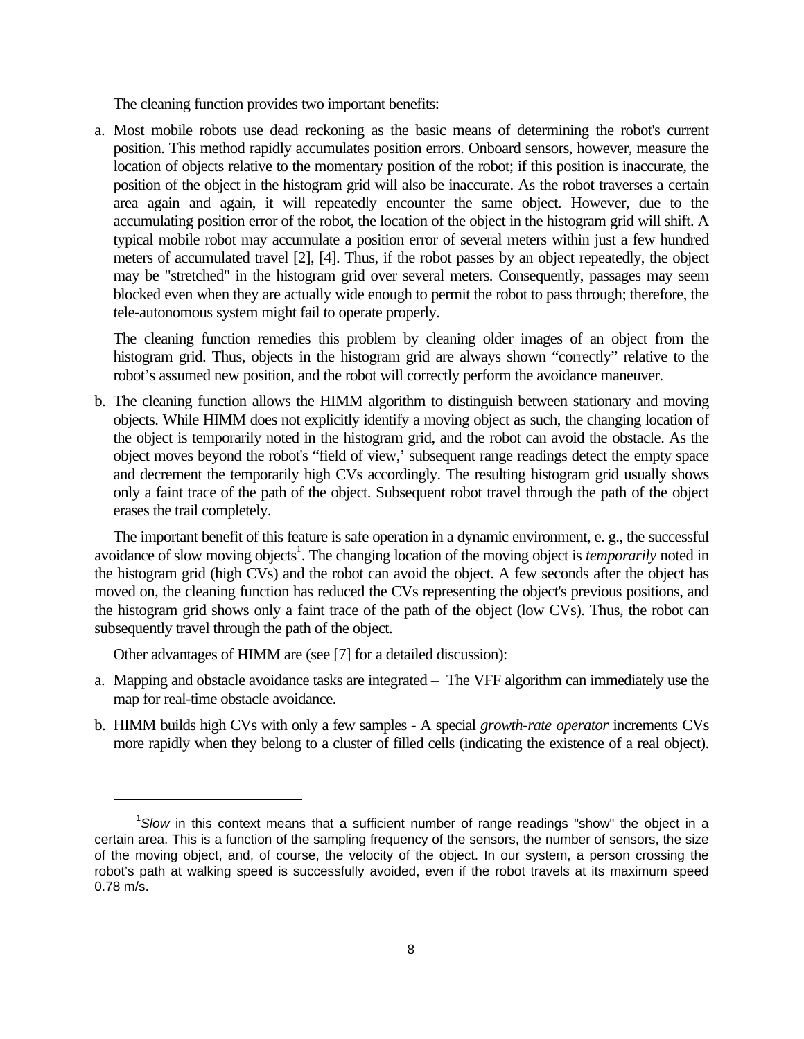The cleaning function provides two important benefits:

a. Most mobile robots use dead reckoning as the basic means of determining the robot's current position. This method rapidly accumulates position errors. Onboard sensors, however, measure the location of objects relative to the momentary position of the robot; if this position is inaccurate, the position of the object in the histogram grid will also be inaccurate. As the robot traverses a certain area again and again, it will repeatedly encounter the same object. However, due to the accumulating position error of the robot, the location of the object in the histogram grid will shift. A typical mobile robot may accumulate a position error of several meters within just a few hundred meters of accumulated travel [2], [4]. Thus, if the robot passes by an object repeatedly, the object may be "stretched" in the histogram grid over several meters. Consequently, passages may seem blocked even when they are actually wide enough to permit the robot to pass through; therefore, the tele-autonomous system might fail to operate properly.

   The cleaning function remedies this problem by cleaning older images of an object from the histogram grid. Thus, objects in the histogram grid are always shown “correctly” relative to the robot’s assumed new position, and the robot will correctly perform the avoidance maneuver.

b. The cleaning function allows the HIMM algorithm to distinguish between stationary and moving objects. While HIMM does not explicitly identify a moving object as such, the changing location of the object is temporarily noted in the histogram grid, and the robot can avoid the obstacle. As the object moves beyond the robot's “field of view,’ subsequent range readings detect the empty space and decrement the temporarily high CVs accordingly. The resulting histogram grid usually shows only a faint trace of the path of the object. Subsequent robot travel through the path of the object erases the trail completely.

The important benefit of this feature is safe operation in a dynamic environment, e. g., the successful avoidance of slow moving objects[1]. The changing location of the moving object is *temporarily* noted in the histogram grid (high CVs) and the robot can avoid the object. A few seconds after the object has moved on, the cleaning function has reduced the CVs representing the object's previous positions, and the histogram grid shows only a faint trace of the path of the object (low CVs). Thus, the robot can subsequently travel through the path of the object.

Other advantages of HIMM are (see [7] for a detailed discussion):

a. Mapping and obstacle avoidance tasks are integrated – The VFF algorithm can immediately use the map for real-time obstacle avoidance.

b. HIMM builds high CVs with only a few samples - A special *growth-rate operator* increments CVs more rapidly when they belong to a cluster of filled cells (indicating the existence of a real object).

---

[1] *Slow* in this context means that a sufficient number of range readings "show" the object in a certain area. This is a function of the sampling frequency of the sensors, the number of sensors, the size of the moving object, and, of course, the velocity of the object. In our system, a person crossing the robot's path at walking speed is successfully avoided, even if the robot travels at its maximum speed 0.78 m/s.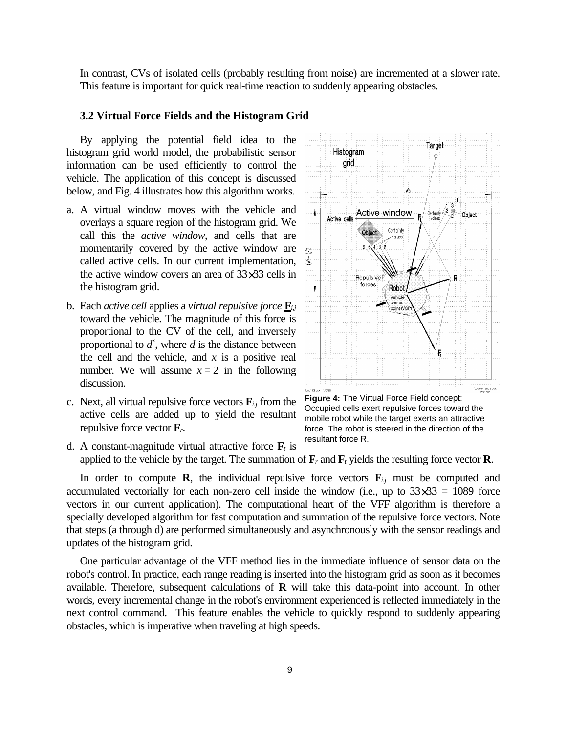In contrast, CVs of isolated cells (probably resulting from noise) are incremented at a slower rate. This feature is important for quick real-time reaction to suddenly appearing obstacles.

### 3.2 Virtual Force Fields and the Histogram Grid

By applying the potential field idea to the histogram grid world model, the probabilistic sensor information can be used efficiently to control the vehicle. The application of this concept is discussed below, and Fig. 4 illustrates how this algorithm works.

a. A virtual window moves with the vehicle and overlays a square region of the histogram grid. We call this the *active window*, and cells that are momentarily covered by the active window are called active cells. In our current implementation, the active window covers an area of 33×33 cells in the histogram grid.

b. Each *active cell* applies a *virtual repulsive force* $\mathbf{F}_{i,j}$ toward the vehicle. The magnitude of this force is proportional to the CV of the cell, and inversely proportional to $d^x$, where $d$ is the distance between the cell and the vehicle, and $x$ is a positive real number. We will assume $x = 2$ in the following discussion.

c. Next, all virtual repulsive force vectors $\mathbf{F}_{i,j}$ from the active cells are added up to yield the resultant repulsive force vector $\mathbf{F}_r$.

d. A constant-magnitude virtual attractive force $\mathbf{F}_t$ is applied to the vehicle by the target. The summation of $\mathbf{F}_r$ and $\mathbf{F}_t$ yields the resulting force vector $\mathbf{R}$.

**Figure 4:** The Virtual Force Field concept: Occupied cells exert repulsive forces toward the mobile robot while the target exerts an attractive force. The robot is steered in the direction of the resultant force R.

In order to compute $\mathbf{R}$, the individual repulsive force vectors $\mathbf{F}_{i,j}$ must be computed and accumulated vectorially for each non-zero cell inside the window (i.e., up to 33×33 = 1089 force vectors in our current application). The computational heart of the VFF algorithm is therefore a specially developed algorithm for fast computation and summation of the repulsive force vectors. Note that steps (a through d) are performed simultaneously and asynchronously with the sensor readings and updates of the histogram grid.

One particular advantage of the VFF method lies in the immediate influence of sensor data on the robot's control. In practice, each range reading is inserted into the histogram grid as soon as it becomes available. Therefore, subsequent calculations of $\mathbf{R}$ will take this data-point into account. In other words, every incremental change in the robot's environment experienced is reflected immediately in the next control command. This feature enables the vehicle to quickly respond to suddenly appearing obstacles, which is imperative when traveling at high speeds.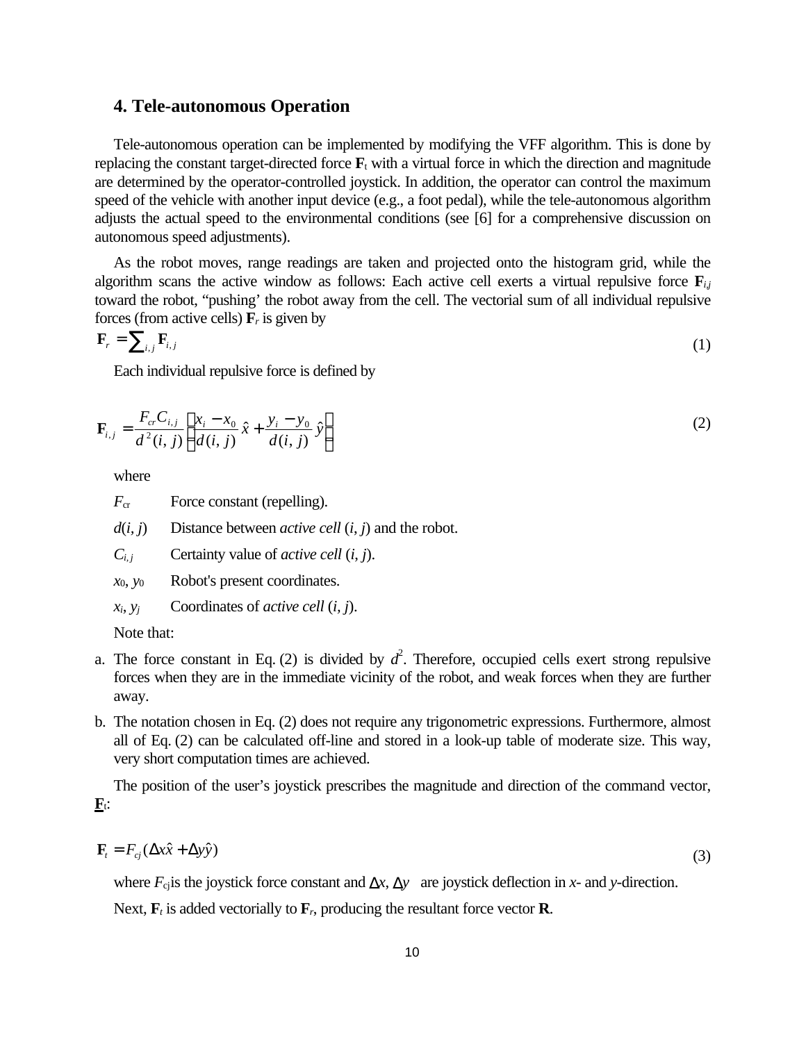## 4. Tele-autonomous Operation

Tele-autonomous operation can be implemented by modifying the VFF algorithm. This is done by replacing the constant target-directed force $\mathbf{F}_t$ with a virtual force in which the direction and magnitude are determined by the operator-controlled joystick. In addition, the operator can control the maximum speed of the vehicle with another input device (e.g., a foot pedal), while the tele-autonomous algorithm adjusts the actual speed to the environmental conditions (see [6] for a comprehensive discussion on autonomous speed adjustments).

As the robot moves, range readings are taken and projected onto the histogram grid, while the algorithm scans the active window as follows: Each active cell exerts a virtual repulsive force $\mathbf{F}_{i,j}$ toward the robot, "pushing' the robot away from the cell. The vectorial sum of all individual repulsive forces (from active cells) $\mathbf{F}_r$ is given by

$$\mathbf{F}_r = \sum_{i,j} \mathbf{F}_{i,j} \tag{1}$$

Each individual repulsive force is defined by

$$\mathbf{F}_{i,j} = \frac{F_{cr} C_{i,j}}{d^2(i,j)} \left[ \frac{x_i - x_0}{d(i,j)} \hat{x} + \frac{y_i - y_0}{d(i,j)} \hat{y} \right] \tag{2}$$

where

- $F_{cr}$ Force constant (repelling).
- $d(i, j)$ Distance between *active cell* $(i, j)$ and the robot.
- $C_{i,j}$ Certainty value of *active cell* $(i, j)$.
- $x_0, y_0$ Robot's present coordinates.
- $x_i, y_j$ Coordinates of *active cell* $(i, j)$.

Note that:

a. The force constant in Eq. (2) is divided by $d^2$. Therefore, occupied cells exert strong repulsive forces when they are in the immediate vicinity of the robot, and weak forces when they are further away.

b. The notation chosen in Eq. (2) does not require any trigonometric expressions. Furthermore, almost all of Eq. (2) can be calculated off-line and stored in a look-up table of moderate size. This way, very short computation times are achieved.

The position of the user's joystick prescribes the magnitude and direction of the command vector, $\mathbf{F}_t$:

$$\mathbf{F}_t = F_{cj}(\Delta x \hat{x} + \Delta y \hat{y}) \tag{3}$$

where $F_{cj}$ is the joystick force constant and $\Delta x$, $\Delta y$ are joystick deflection in *x*- and *y*-direction.

Next, $\mathbf{F}_t$ is added vectorially to $\mathbf{F}_r$, producing the resultant force vector $\mathbf{R}$.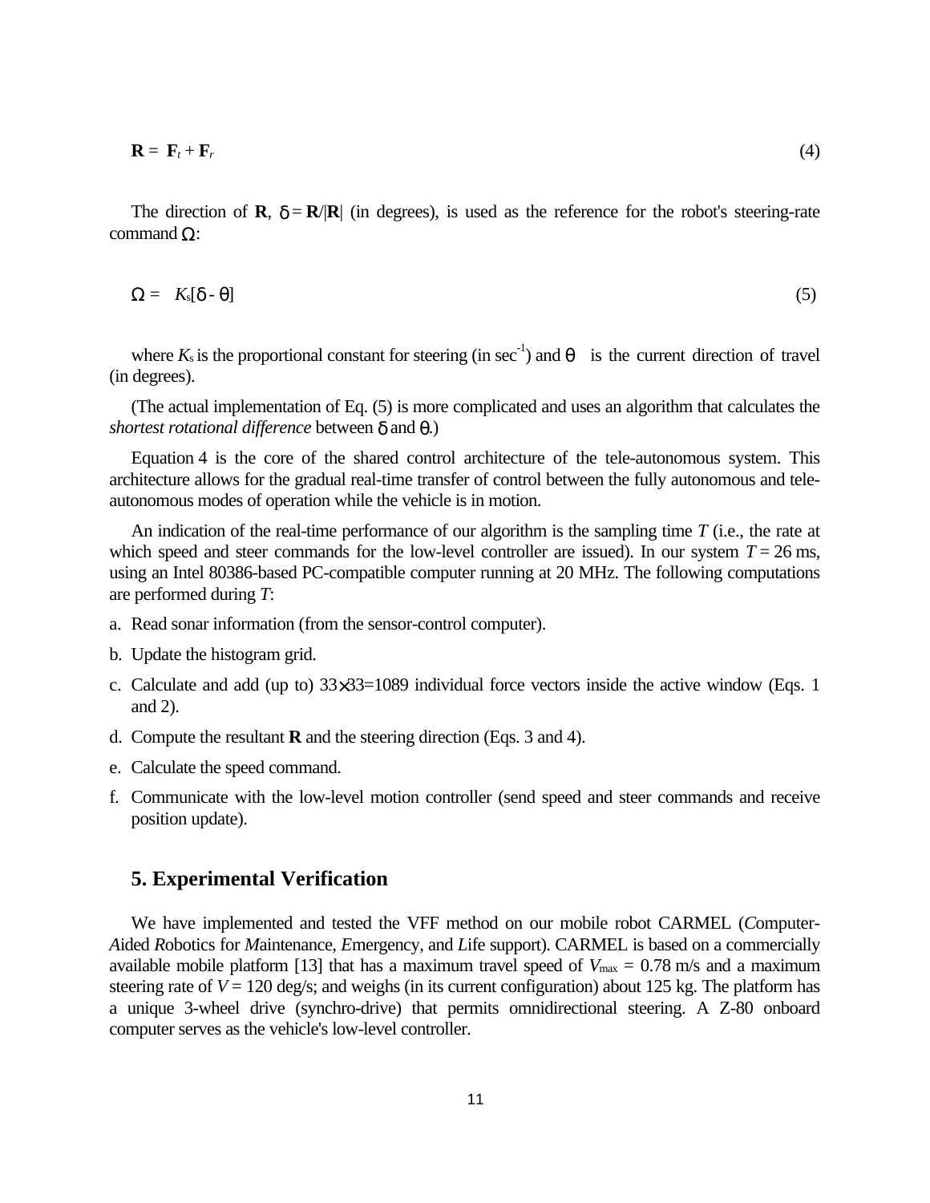$$\mathbf{R} = \mathbf{F}_t + \mathbf{F}_r \tag{4}$$

The direction of $\mathbf{R}$, $\delta = \mathbf{R}/|\mathbf{R}|$ (in degrees), is used as the reference for the robot's steering-rate command $\Omega$:

$$\Omega = K_s[\delta - \theta] \tag{5}$$

where $K_s$ is the proportional constant for steering (in $\sec^{-1}$) and $\theta$ is the current direction of travel (in degrees).

(The actual implementation of Eq. (5) is more complicated and uses an algorithm that calculates the *shortest rotational difference* between $\delta$ and $\theta$.)

Equation 4 is the core of the shared control architecture of the tele-autonomous system. This architecture allows for the gradual real-time transfer of control between the fully autonomous and tele-autonomous modes of operation while the vehicle is in motion.

An indication of the real-time performance of our algorithm is the sampling time $T$ (i.e., the rate at which speed and steer commands for the low-level controller are issued). In our system $T$ = 26 ms, using an Intel 80386-based PC-compatible computer running at 20 MHz. The following computations are performed during $T$:

a. Read sonar information (from the sensor-control computer).

b. Update the histogram grid.

c. Calculate and add (up to) $33\times33=1089$ individual force vectors inside the active window (Eqs. 1 and 2).

d. Compute the resultant **R** and the steering direction (Eqs. 3 and 4).

e. Calculate the speed command.

f. Communicate with the low-level motion controller (send speed and steer commands and receive position update).

## 5. Experimental Verification

We have implemented and tested the VFF method on our mobile robot CARMEL (*C*omputer-*A*ided *R*obotics for *M*aintenance, *E*mergency, and *L*ife support). CARMEL is based on a commercially available mobile platform [13] that has a maximum travel speed of $V_{max}$ = 0.78 m/s and a maximum steering rate of $V$ = 120 deg/s; and weighs (in its current configuration) about 125 kg. The platform has a unique 3-wheel drive (synchro-drive) that permits omnidirectional steering. A Z-80 onboard computer serves as the vehicle's low-level controller.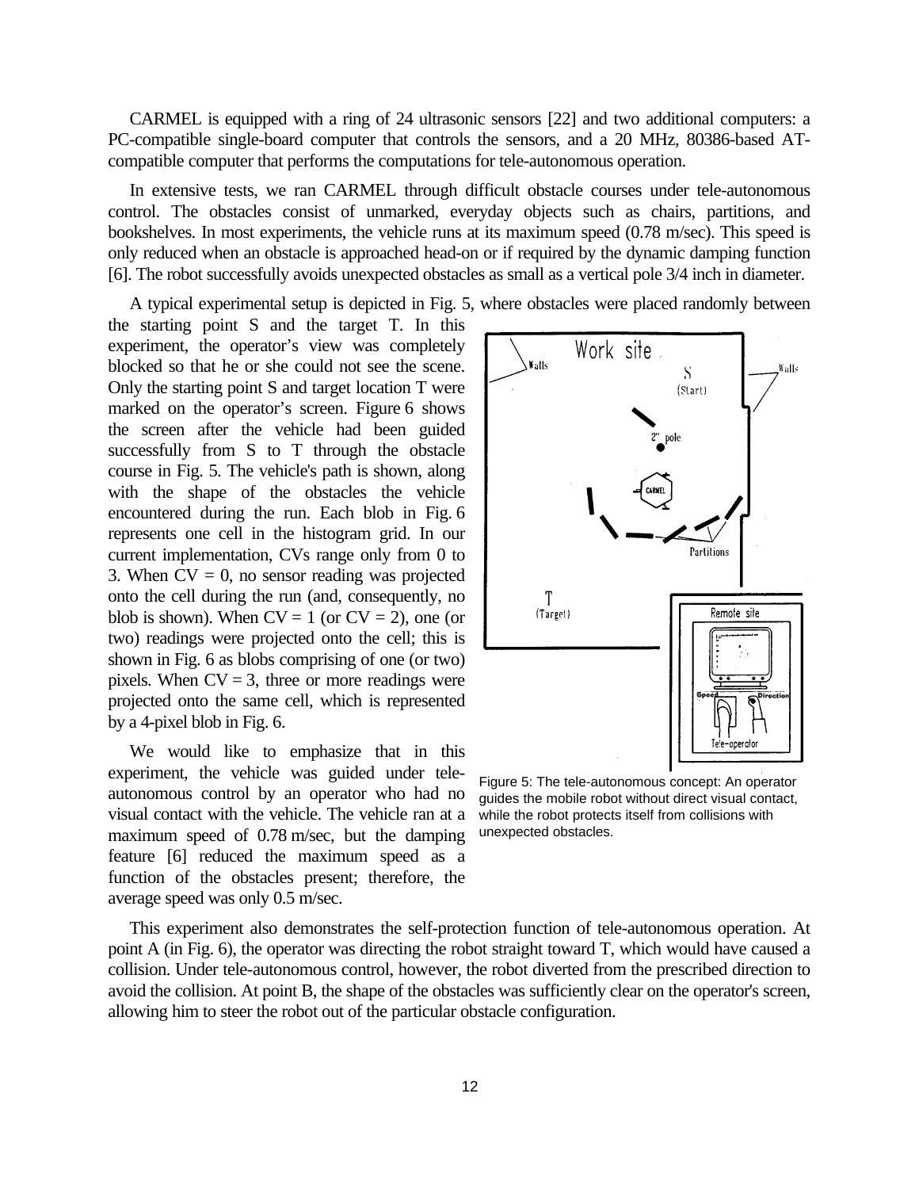CARMEL is equipped with a ring of 24 ultrasonic sensors [22] and two additional computers: a PC-compatible single-board computer that controls the sensors, and a 20 MHz, 80386-based AT-compatible computer that performs the computations for tele-autonomous operation.

In extensive tests, we ran CARMEL through difficult obstacle courses under tele-autonomous control. The obstacles consist of unmarked, everyday objects such as chairs, partitions, and bookshelves. In most experiments, the vehicle runs at its maximum speed (0.78 m/sec). This speed is only reduced when an obstacle is approached head-on or if required by the dynamic damping function [6]. The robot successfully avoids unexpected obstacles as small as a vertical pole 3/4 inch in diameter.

A typical experimental setup is depicted in Fig. 5, where obstacles were placed randomly between the starting point S and the target T. In this experiment, the operator's view was completely blocked so that he or she could not see the scene. Only the starting point S and target location T were marked on the operator's screen. Figure 6 shows the screen after the vehicle had been guided successfully from S to T through the obstacle course in Fig. 5. The vehicle's path is shown, along with the shape of the obstacles the vehicle encountered during the run. Each blob in Fig. 6 represents one cell in the histogram grid. In our current implementation, CVs range only from 0 to 3. When CV = 0, no sensor reading was projected onto the cell during the run (and, consequently, no blob is shown). When CV = 1 (or CV = 2), one (or two) readings were projected onto the cell; this is shown in Fig. 6 as blobs comprising of one (or two) pixels. When CV = 3, three or more readings were projected onto the same cell, which is represented by a 4-pixel blob in Fig. 6.

Figure 5: The tele-autonomous concept: An operator guides the mobile robot without direct visual contact, while the robot protects itself from collisions with unexpected obstacles.

We would like to emphasize that in this experiment, the vehicle was guided under tele-autonomous control by an operator who had no visual contact with the vehicle. The vehicle ran at a maximum speed of 0.78 m/sec, but the damping feature [6] reduced the maximum speed as a function of the obstacles present; therefore, the average speed was only 0.5 m/sec.

This experiment also demonstrates the self-protection function of tele-autonomous operation. At point A (in Fig. 6), the operator was directing the robot straight toward T, which would have caused a collision. Under tele-autonomous control, however, the robot diverted from the prescribed direction to avoid the collision. At point B, the shape of the obstacles was sufficiently clear on the operator's screen, allowing him to steer the robot out of the particular obstacle configuration.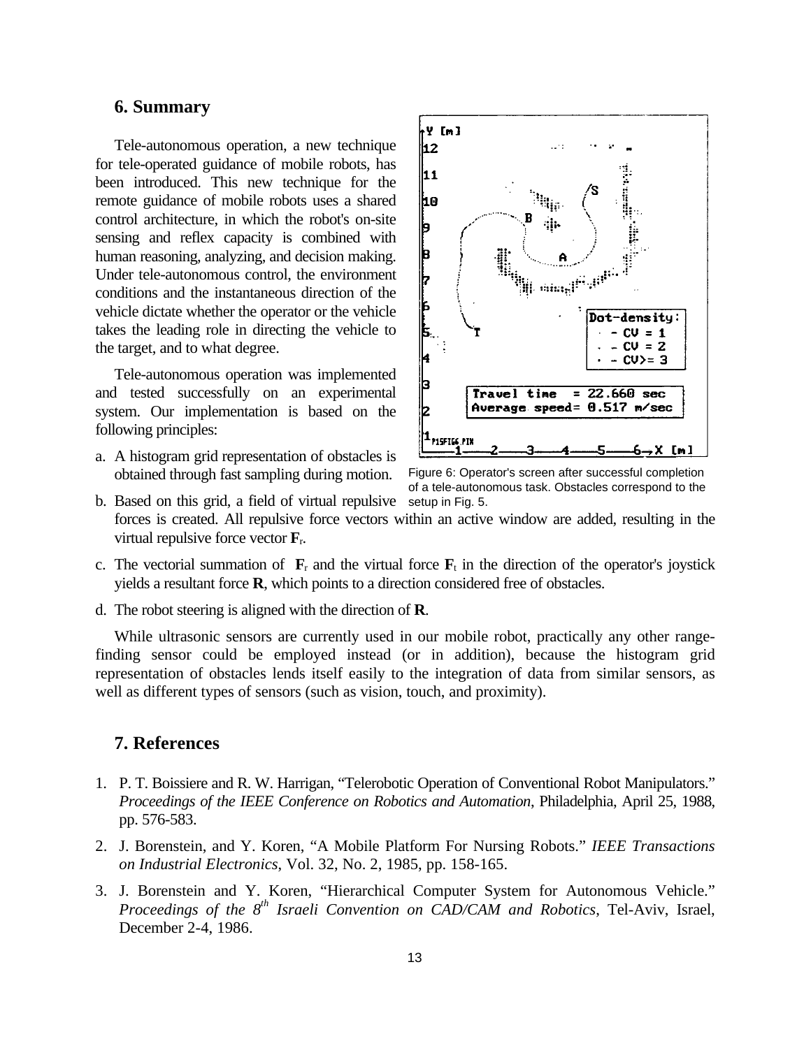## 6. Summary

Tele-autonomous operation, a new technique for tele-operated guidance of mobile robots, has been introduced. This new technique for the remote guidance of mobile robots uses a shared control architecture, in which the robot's on-site sensing and reflex capacity is combined with human reasoning, analyzing, and decision making. Under tele-autonomous control, the environment conditions and the instantaneous direction of the vehicle dictate whether the operator or the vehicle takes the leading role in directing the vehicle to the target, and to what degree.

Tele-autonomous operation was implemented and tested successfully on an experimental system. Our implementation is based on the following principles:

a. A histogram grid representation of obstacles is obtained through fast sampling during motion.
b. Based on this grid, a field of virtual repulsive forces is created. All repulsive force vectors within an active window are added, resulting in the virtual repulsive force vector $\mathbf{F}_r$.
c. The vectorial summation of $\mathbf{F}_r$ and the virtual force $\mathbf{F}_t$ in the direction of the operator's joystick yields a resultant force $\mathbf{R}$, which points to a direction considered free of obstacles.
d. The robot steering is aligned with the direction of $\mathbf{R}$.

Figure 6: Operator's screen after successful completion of a tele-autonomous task. Obstacles correspond to the setup in Fig. 5.

While ultrasonic sensors are currently used in our mobile robot, practically any other range-finding sensor could be employed instead (or in addition), because the histogram grid representation of obstacles lends itself easily to the integration of data from similar sensors, as well as different types of sensors (such as vision, touch, and proximity).

## 7. References

1. P. T. Boissiere and R. W. Harrigan, "Telerobotic Operation of Conventional Robot Manipulators." *Proceedings of the IEEE Conference on Robotics and Automation*, Philadelphia, April 25, 1988, pp. 576-583.
2. J. Borenstein, and Y. Koren, "A Mobile Platform For Nursing Robots." *IEEE Transactions on Industrial Electronics*, Vol. 32, No. 2, 1985, pp. 158-165.
3. J. Borenstein and Y. Koren, "Hierarchical Computer System for Autonomous Vehicle." *Proceedings of the 8th Israeli Convention on CAD/CAM and Robotics*, Tel-Aviv, Israel, December 2-4, 1986.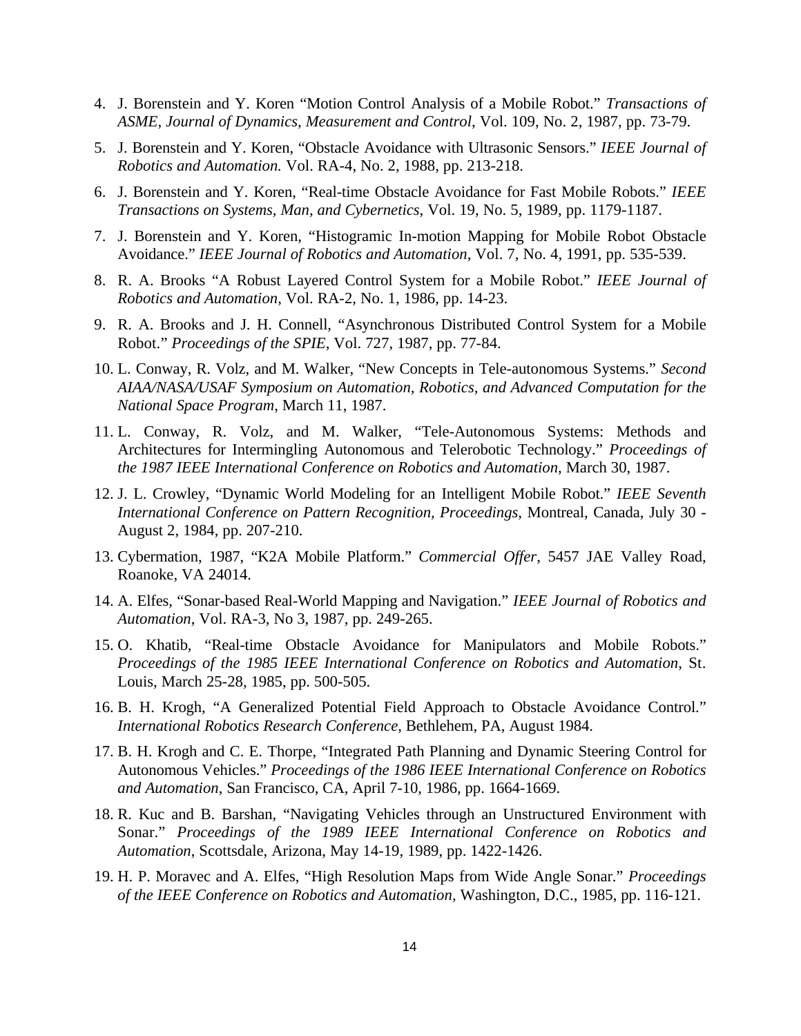4. J. Borenstein and Y. Koren "Motion Control Analysis of a Mobile Robot." *Transactions of ASME, Journal of Dynamics, Measurement and Control*, Vol. 109, No. 2, 1987, pp. 73-79.
5. J. Borenstein and Y. Koren, "Obstacle Avoidance with Ultrasonic Sensors." *IEEE Journal of Robotics and Automation.* Vol. RA-4, No. 2, 1988, pp. 213-218.
6. J. Borenstein and Y. Koren, "Real-time Obstacle Avoidance for Fast Mobile Robots." *IEEE Transactions on Systems, Man, and Cybernetics*, Vol. 19, No. 5, 1989, pp. 1179-1187.
7. J. Borenstein and Y. Koren, "Histogramic In-motion Mapping for Mobile Robot Obstacle Avoidance." *IEEE Journal of Robotics and Automation*, Vol. 7, No. 4, 1991, pp. 535-539.
8. R. A. Brooks "A Robust Layered Control System for a Mobile Robot." *IEEE Journal of Robotics and Automation*, Vol. RA-2, No. 1, 1986, pp. 14-23.
9. R. A. Brooks and J. H. Connell, "Asynchronous Distributed Control System for a Mobile Robot." *Proceedings of the SPIE*, Vol. 727, 1987, pp. 77-84.
10. L. Conway, R. Volz, and M. Walker, "New Concepts in Tele-autonomous Systems." *Second AIAA/NASA/USAF Symposium on Automation, Robotics, and Advanced Computation for the National Space Program*, March 11, 1987.
11. L. Conway, R. Volz, and M. Walker, "Tele-Autonomous Systems: Methods and Architectures for Intermingling Autonomous and Telerobotic Technology." *Proceedings of the 1987 IEEE International Conference on Robotics and Automation*, March 30, 1987.
12. J. L. Crowley, "Dynamic World Modeling for an Intelligent Mobile Robot." *IEEE Seventh International Conference on Pattern Recognition, Proceedings*, Montreal, Canada, July 30 - August 2, 1984, pp. 207-210.
13. Cybermation, 1987, "K2A Mobile Platform." *Commercial Offer*, 5457 JAE Valley Road, Roanoke, VA 24014.
14. A. Elfes, "Sonar-based Real-World Mapping and Navigation." *IEEE Journal of Robotics and Automation*, Vol. RA-3, No 3, 1987, pp. 249-265.
15. O. Khatib, "Real-time Obstacle Avoidance for Manipulators and Mobile Robots." *Proceedings of the 1985 IEEE International Conference on Robotics and Automation*, St. Louis, March 25-28, 1985, pp. 500-505.
16. B. H. Krogh, "A Generalized Potential Field Approach to Obstacle Avoidance Control." *International Robotics Research Conference*, Bethlehem, PA, August 1984.
17. B. H. Krogh and C. E. Thorpe, "Integrated Path Planning and Dynamic Steering Control for Autonomous Vehicles." *Proceedings of the 1986 IEEE International Conference on Robotics and Automation*, San Francisco, CA, April 7-10, 1986, pp. 1664-1669.
18. R. Kuc and B. Barshan, "Navigating Vehicles through an Unstructured Environment with Sonar." *Proceedings of the 1989 IEEE International Conference on Robotics and Automation*, Scottsdale, Arizona, May 14-19, 1989, pp. 1422-1426.
19. H. P. Moravec and A. Elfes, "High Resolution Maps from Wide Angle Sonar." *Proceedings of the IEEE Conference on Robotics and Automation*, Washington, D.C., 1985, pp. 116-121.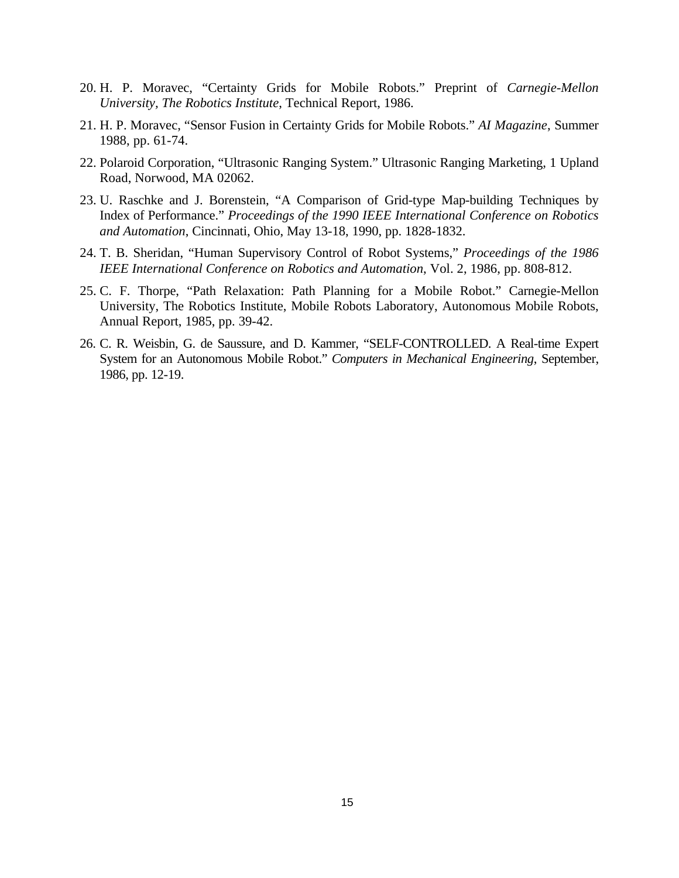20. H. P. Moravec, “Certainty Grids for Mobile Robots.” Preprint of *Carnegie-Mellon University, The Robotics Institute*, Technical Report, 1986.

21. H. P. Moravec, “Sensor Fusion in Certainty Grids for Mobile Robots.” *AI Magazine*, Summer 1988, pp. 61-74.

22. Polaroid Corporation, “Ultrasonic Ranging System.” Ultrasonic Ranging Marketing, 1 Upland Road, Norwood, MA 02062.

23. U. Raschke and J. Borenstein, “A Comparison of Grid-type Map-building Techniques by Index of Performance.” *Proceedings of the 1990 IEEE International Conference on Robotics and Automation*, Cincinnati, Ohio, May 13-18, 1990, pp. 1828-1832.

24. T. B. Sheridan, “Human Supervisory Control of Robot Systems,” *Proceedings of the 1986 IEEE International Conference on Robotics and Automation*, Vol. 2, 1986, pp. 808-812.

25. C. F. Thorpe, “Path Relaxation: Path Planning for a Mobile Robot.” Carnegie-Mellon University, The Robotics Institute, Mobile Robots Laboratory, Autonomous Mobile Robots, Annual Report, 1985, pp. 39-42.

26. C. R. Weisbin, G. de Saussure, and D. Kammer, “SELF-CONTROLLED. A Real-time Expert System for an Autonomous Mobile Robot.” *Computers in Mechanical Engineering*, September, 1986, pp. 12-19.